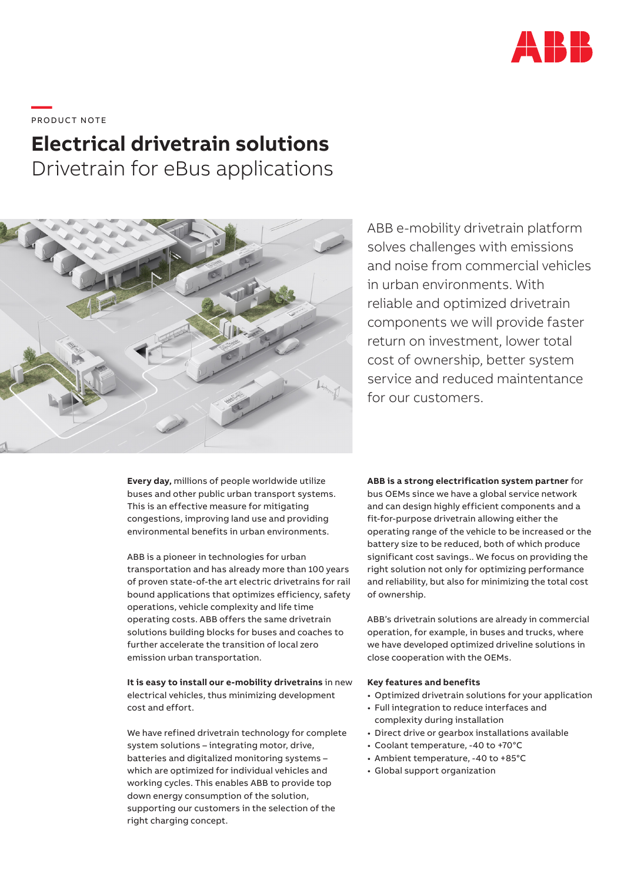PRODUCT NOTE

# Electrical drivetrain solutions

## Drivetrain for eBus applications

ABB e-mobility drivetrain platform solves challenges with emissions and noise from commercial vehicles in urban environments. With reliable and optimized drivetrain components we will provide faster return on investment, lower total cost of ownership, better system service and reduced maintenance for our customers.

**Every day,** millions of people worldwide utilize buses and other public urban transport systems. This is an effective measure for mitigating congestions, improving land use and providing environmental benefits in urban environments.

ABB is a pioneer in technologies for urban transportation and has already more than 100 years of proven state-of-the art electric drivetrains for rail bound applications that optimizes efficiency, safety operations, vehicle complexity and life time operating costs. ABB offers the same drivetrain solutions building blocks for buses and coaches to further accelerate the transition of local zero emission urban transportation.

**It is easy to install our e-mobility drivetrains** in new electrical vehicles, thus minimizing development cost and effort.

We have refined drivetrain technology for complete system solutions – integrating motor, drive, batteries and digitalized monitoring systems – which are optimized for individual vehicles and working cycles. This enables ABB to provide top down energy consumption of the solution, supporting our customers in the selection of the right charging concept.

**ABB is a strong electrification system partner** for bus OEMs since we have a global service network and can design highly efficient components and a fit-for-purpose drivetrain allowing either the operating range of the vehicle to be increased or the battery size to be reduced, both of which produce significant cost savings.. We focus on providing the right solution not only for optimizing performance and reliability, but also for minimizing the total cost of ownership.

ABB's drivetrain solutions are already in commercial operation, for example, in buses and trucks, where we have developed optimized driveline solutions in close cooperation with the OEMs.

**Key features and benefits**

- Optimized drivetrain solutions for your application
- Full integration to reduce interfaces and complexity during installation
- Direct drive or gearbox installations available
- Coolant temperature, -40 to +70°C
- Ambient temperature, -40 to +85°C
- Global support organization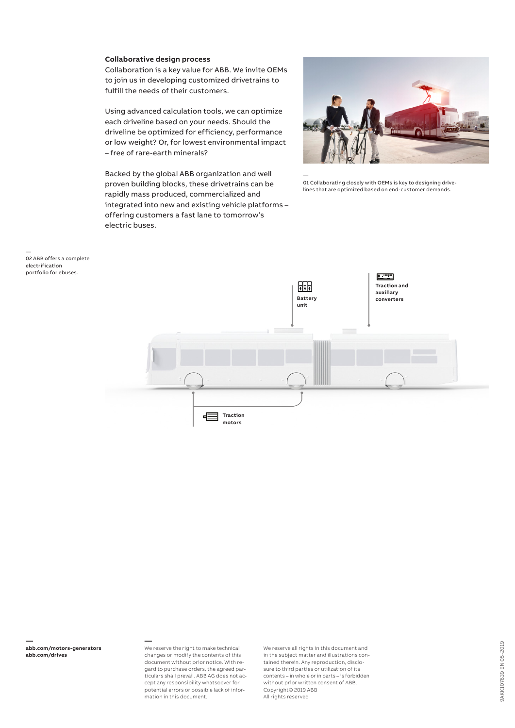### Collaborative design process

Collaboration is a key value for ABB. We invite OEMs to join us in developing customized drivetrains to fulfill the needs of their customers.

Using advanced calculation tools, we can optimize each driveline based on your needs. Should the driveline be optimized for efficiency, performance or low weight? Or, for lowest environmental impact – free of rare-earth minerals?

Backed by the global ABB organization and well proven building blocks, these drivetrains can be rapidly mass produced, commercialized and integrated into new and existing vehicle platforms – offering customers a fast lane to tomorrow's electric buses.

—
01 Collaborating closely with OEMs is key to designing drivelines that are optimized based on end-customer demands.

—
02 ABB offers a complete electrification portfolio for ebuses.

Battery unit

Traction and auxiliary converters

Traction motors

—
**abb.com/motors-generators**
**abb.com/drives**

—
We reserve the right to make technical changes or modify the contents of this document without prior notice. With regard to purchase orders, the agreed particulars shall prevail. ABB AG does not accept any responsibility whatsoever for potential errors or possible lack of information in this document.

We reserve all rights in this document and in the subject matter and illustrations contained therein. Any reproduction, disclosure to third parties or utilization of its contents – in whole or in parts – is forbidden without prior written consent of ABB.
Copyright© 2019 ABB
All rights reserved

9AKK107639 EN 05-2019